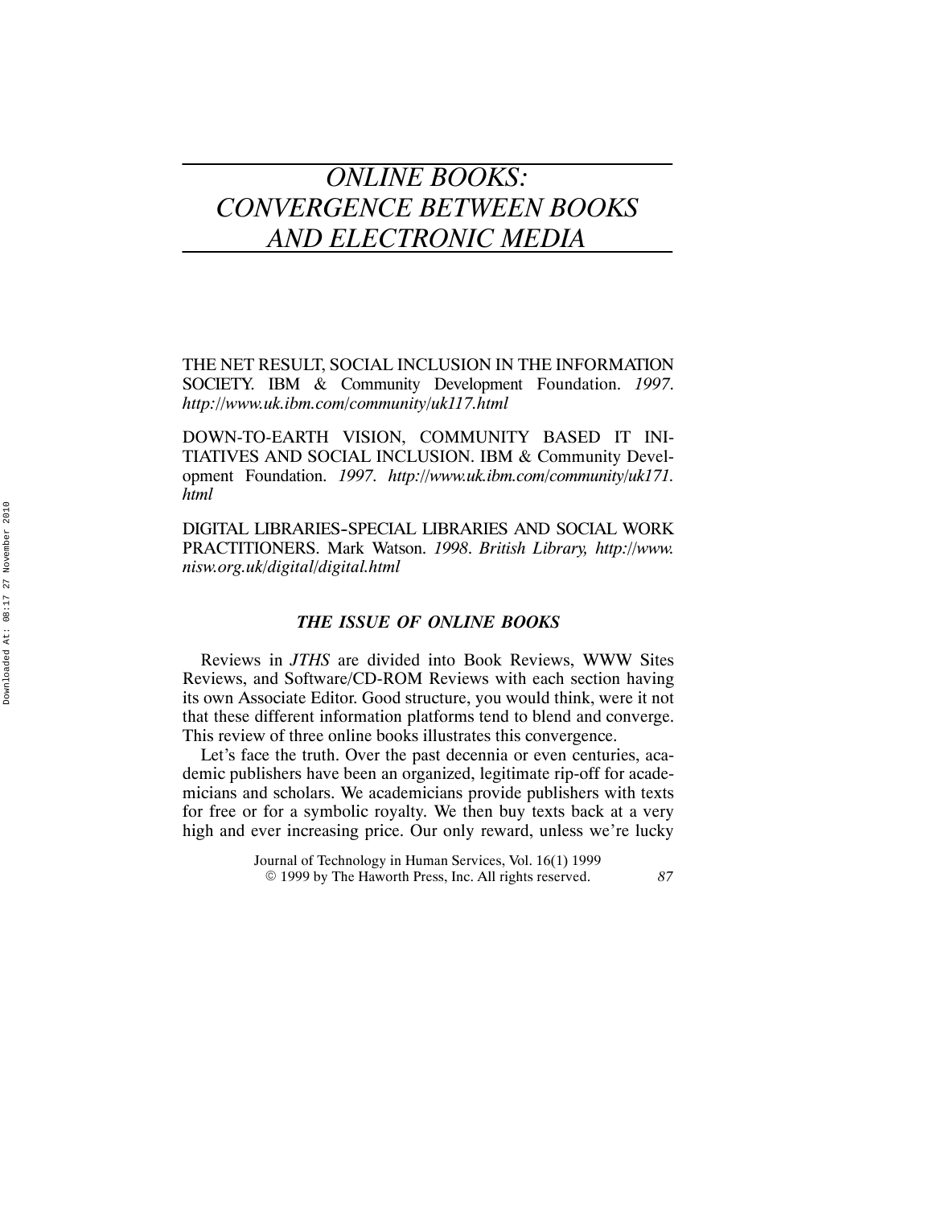# *ONLINE BOOKS: CONVERGENCE BETWEEN BOOKS AND ELECTRONIC MEDIA*

THE NET RESULT, SOCIAL INCLUSION IN THE INFORMATION SOCIETY. IBM & Community Development Foundation. *1997. http://www.uk.ibm.com/community/uk117.html*

DOWN-TO-EARTH VISION, COMMUNITY BASED IT INITIATIVES AND SOCIAL INCLUSION. IBM & Community Development Foundation. *1997. http://www.uk.ibm.com/community/uk171.html*

DIGITAL LIBRARIES-SPECIAL LIBRARIES AND SOCIAL WORK PRACTITIONERS. Mark Watson. *1998. British Library, http://www.nisw.org.uk/digital/digital.html*

### *THE ISSUE OF ONLINE BOOKS*

Reviews in *JTHS* are divided into Book Reviews, WWW Sites Reviews, and Software/CD-ROM Reviews with each section having its own Associate Editor. Good structure, you would think, were it not that these different information platforms tend to blend and converge. This review of three online books illustrates this convergence.

Let's face the truth. Over the past decennia or even centuries, academic publishers have been an organized, legitimate rip-off for academicians and scholars. We academicians provide publishers with texts for free or for a symbolic royalty. We then buy texts back at a very high and ever increasing price. Our only reward, unless we're lucky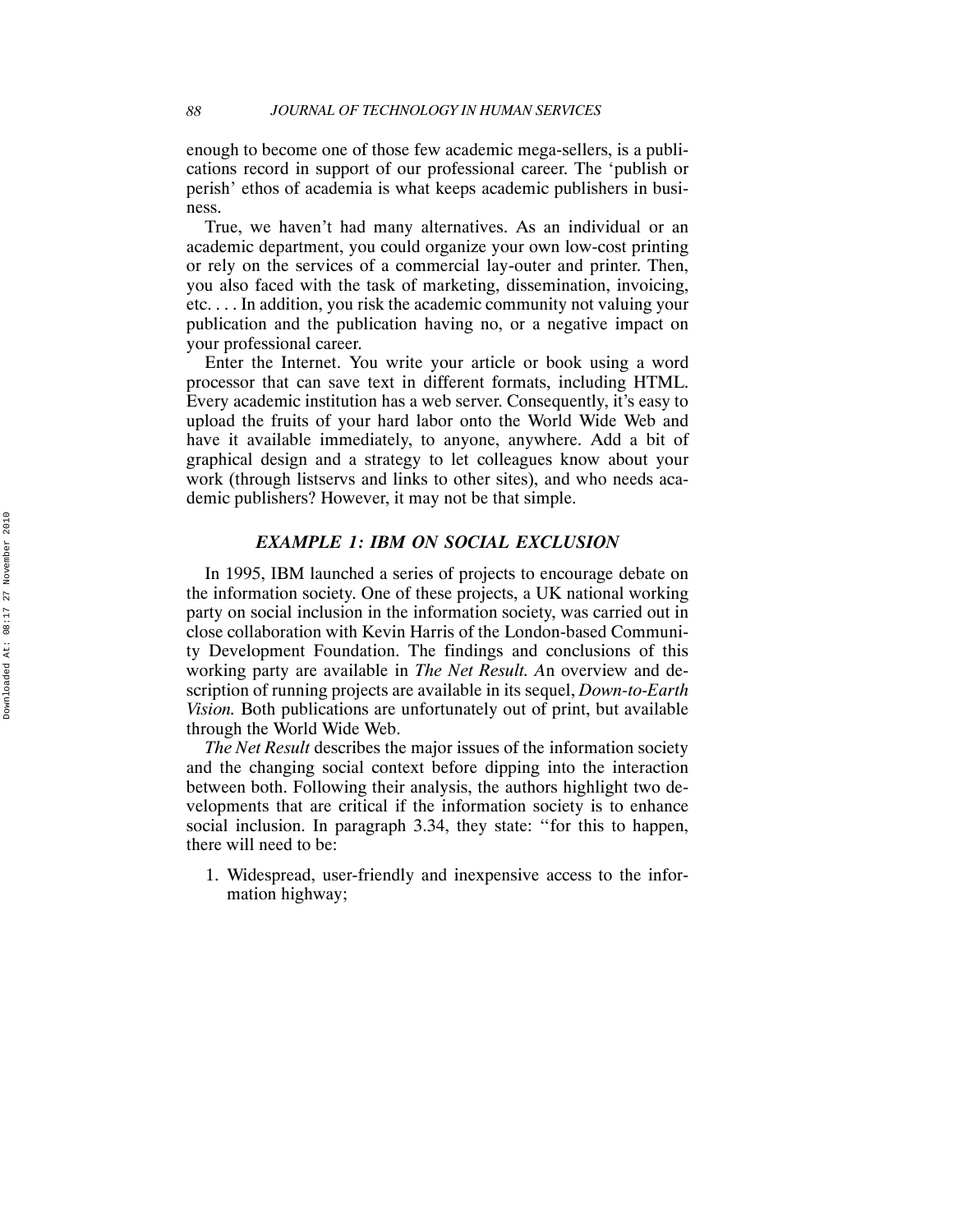enough to become one of those few academic mega-sellers, is a publications record in support of our professional career. The 'publish or perish' ethos of academia is what keeps academic publishers in business.

True, we haven't had many alternatives. As an individual or an academic department, you could organize your own low-cost printing or rely on the services of a commercial lay-outer and printer. Then, you also faced with the task of marketing, dissemination, invoicing, etc. . . . In addition, you risk the academic community not valuing your publication and the publication having no, or a negative impact on your professional career.

Enter the Internet. You write your article or book using a word processor that can save text in different formats, including HTML. Every academic institution has a web server. Consequently, it's easy to upload the fruits of your hard labor onto the World Wide Web and have it available immediately, to anyone, anywhere. Add a bit of graphical design and a strategy to let colleagues know about your work (through listservs and links to other sites), and who needs academic publishers? However, it may not be that simple.

## *EXAMPLE 1: IBM ON SOCIAL EXCLUSION*

In 1995, IBM launched a series of projects to encourage debate on the information society. One of these projects, a UK national working party on social inclusion in the information society, was carried out in close collaboration with Kevin Harris of the London-based Community Development Foundation. The findings and conclusions of this working party are available in *The Net Result.* An overview and description of running projects are available in its sequel, *Down-to-Earth Vision.* Both publications are unfortunately out of print, but available through the World Wide Web.

*The Net Result* describes the major issues of the information society and the changing social context before dipping into the interaction between both. Following their analysis, the authors highlight two developments that are critical if the information society is to enhance social inclusion. In paragraph 3.34, they state: "for this to happen, there will need to be:

1. Widespread, user-friendly and inexpensive access to the information highway;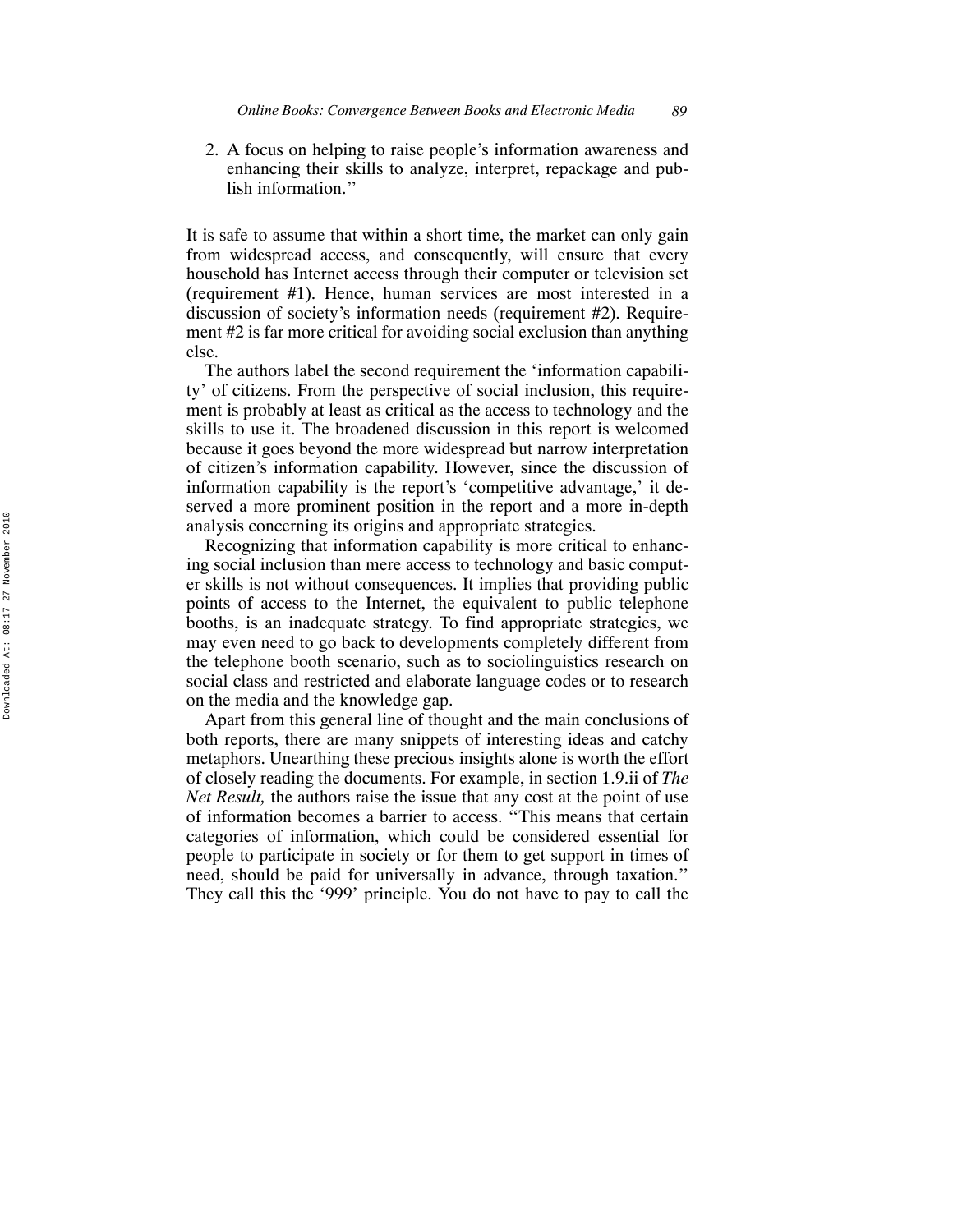2. A focus on helping to raise people's information awareness and enhancing their skills to analyze, interpret, repackage and publish information.''

It is safe to assume that within a short time, the market can only gain from widespread access, and consequently, will ensure that every household has Internet access through their computer or television set (requirement #1). Hence, human services are most interested in a discussion of society's information needs (requirement #2). Requirement #2 is far more critical for avoiding social exclusion than anything else.

The authors label the second requirement the 'information capability' of citizens. From the perspective of social inclusion, this requirement is probably at least as critical as the access to technology and the skills to use it. The broadened discussion in this report is welcomed because it goes beyond the more widespread but narrow interpretation of citizen's information capability. However, since the discussion of information capability is the report's 'competitive advantage,' it deserved a more prominent position in the report and a more in-depth analysis concerning its origins and appropriate strategies.

Recognizing that information capability is more critical to enhancing social inclusion than mere access to technology and basic computer skills is not without consequences. It implies that providing public points of access to the Internet, the equivalent to public telephone booths, is an inadequate strategy. To find appropriate strategies, we may even need to go back to developments completely different from the telephone booth scenario, such as to sociolinguistics research on social class and restricted and elaborate language codes or to research on the media and the knowledge gap.

Apart from this general line of thought and the main conclusions of both reports, there are many snippets of interesting ideas and catchy metaphors. Unearthing these precious insights alone is worth the effort of closely reading the documents. For example, in section 1.9.ii of *The Net Result,* the authors raise the issue that any cost at the point of use of information becomes a barrier to access. ''This means that certain categories of information, which could be considered essential for people to participate in society or for them to get support in times of need, should be paid for universally in advance, through taxation.'' They call this the '999' principle. You do not have to pay to call the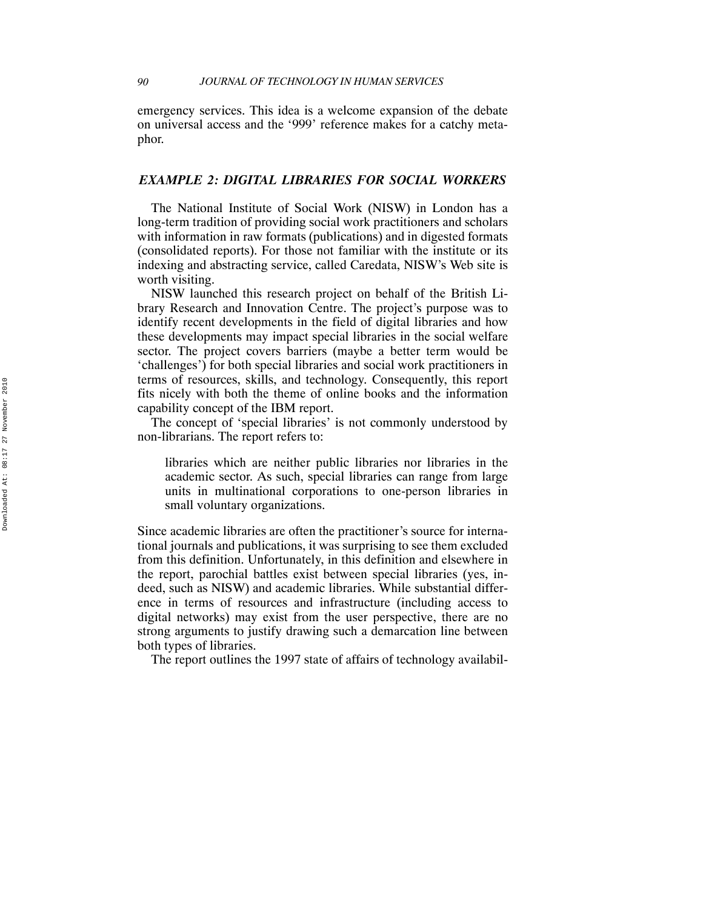emergency services. This idea is a welcome expansion of the debate on universal access and the '999' reference makes for a catchy metaphor.

## *EXAMPLE 2: DIGITAL LIBRARIES FOR SOCIAL WORKERS*

The National Institute of Social Work (NISW) in London has a long-term tradition of providing social work practitioners and scholars with information in raw formats (publications) and in digested formats (consolidated reports). For those not familiar with the institute or its indexing and abstracting service, called Caredata, NISW's Web site is worth visiting.

NISW launched this research project on behalf of the British Library Research and Innovation Centre. The project's purpose was to identify recent developments in the field of digital libraries and how these developments may impact special libraries in the social welfare sector. The project covers barriers (maybe a better term would be 'challenges') for both special libraries and social work practitioners in terms of resources, skills, and technology. Consequently, this report fits nicely with both the theme of online books and the information capability concept of the IBM report.

The concept of 'special libraries' is not commonly understood by non-librarians. The report refers to:

> libraries which are neither public libraries nor libraries in the academic sector. As such, special libraries can range from large units in multinational corporations to one-person libraries in small voluntary organizations.

Since academic libraries are often the practitioner's source for international journals and publications, it was surprising to see them excluded from this definition. Unfortunately, in this definition and elsewhere in the report, parochial battles exist between special libraries (yes, indeed, such as NISW) and academic libraries. While substantial difference in terms of resources and infrastructure (including access to digital networks) may exist from the user perspective, there are no strong arguments to justify drawing such a demarcation line between both types of libraries.

The report outlines the 1997 state of affairs of technology availabil-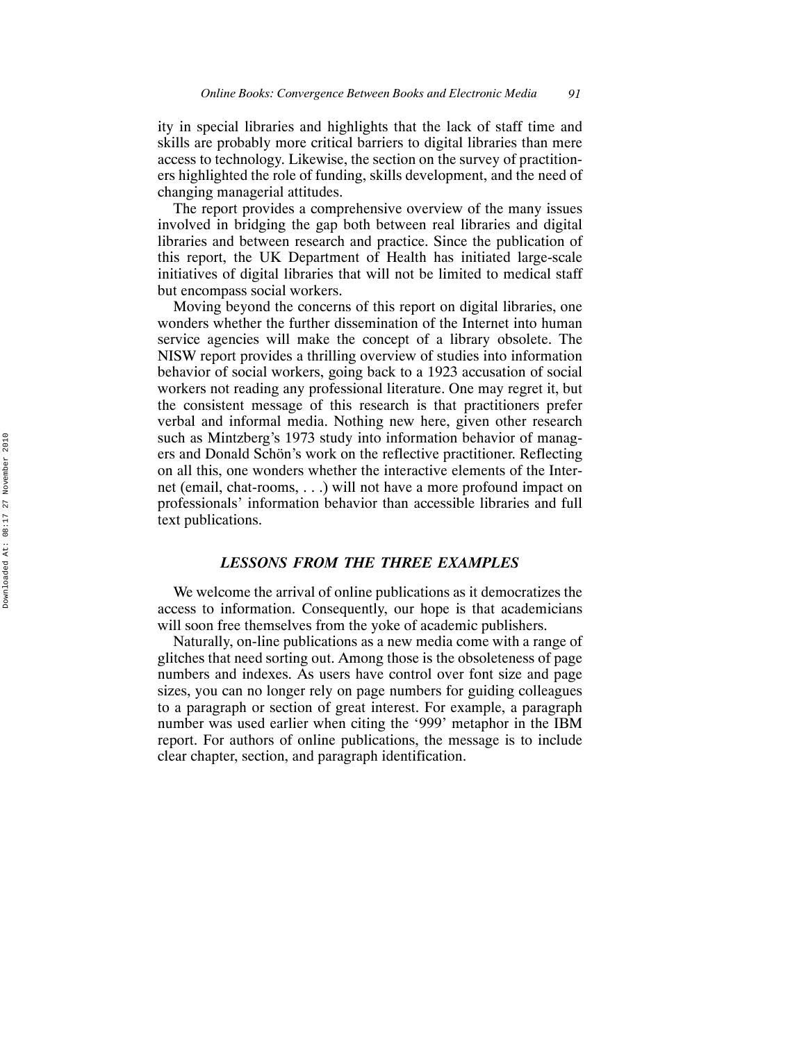ity in special libraries and highlights that the lack of staff time and skills are probably more critical barriers to digital libraries than mere access to technology. Likewise, the section on the survey of practitioners highlighted the role of funding, skills development, and the need of changing managerial attitudes.

The report provides a comprehensive overview of the many issues involved in bridging the gap both between real libraries and digital libraries and between research and practice. Since the publication of this report, the UK Department of Health has initiated large-scale initiatives of digital libraries that will not be limited to medical staff but encompass social workers.

Moving beyond the concerns of this report on digital libraries, one wonders whether the further dissemination of the Internet into human service agencies will make the concept of a library obsolete. The NISW report provides a thrilling overview of studies into information behavior of social workers, going back to a 1923 accusation of social workers not reading any professional literature. One may regret it, but the consistent message of this research is that practitioners prefer verbal and informal media. Nothing new here, given other research such as Mintzberg's 1973 study into information behavior of managers and Donald Schön's work on the reflective practitioner. Reflecting on all this, one wonders whether the interactive elements of the Internet (email, chat-rooms, . . .) will not have a more profound impact on professionals' information behavior than accessible libraries and full text publications.

## LESSONS FROM THE THREE EXAMPLES

We welcome the arrival of online publications as it democratizes the access to information. Consequently, our hope is that academicians will soon free themselves from the yoke of academic publishers.

Naturally, on-line publications as a new media come with a range of glitches that need sorting out. Among those is the obsoleteness of page numbers and indexes. As users have control over font size and page sizes, you can no longer rely on page numbers for guiding colleagues to a paragraph or section of great interest. For example, a paragraph number was used earlier when citing the '999' metaphor in the IBM report. For authors of online publications, the message is to include clear chapter, section, and paragraph identification.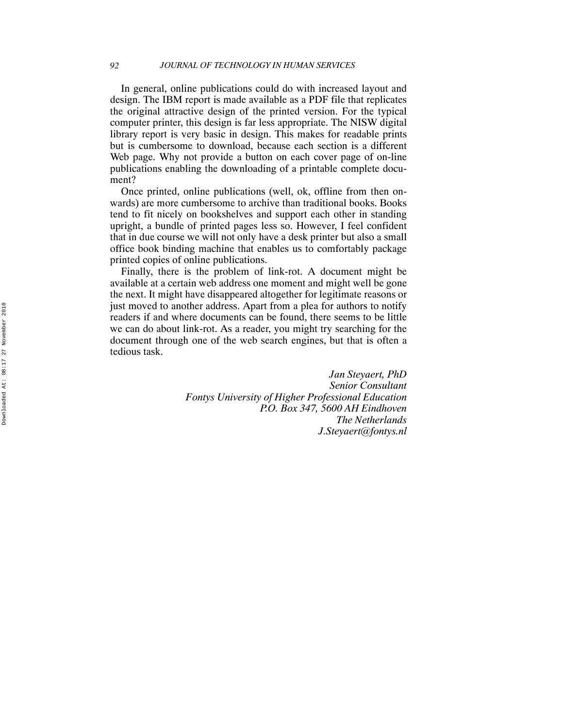In general, online publications could do with increased layout and design. The IBM report is made available as a PDF file that replicates the original attractive design of the printed version. For the typical computer printer, this design is far less appropriate. The NISW digital library report is very basic in design. This makes for readable prints but is cumbersome to download, because each section is a different Web page. Why not provide a button on each cover page of on-line publications enabling the downloading of a printable complete document?

Once printed, online publications (well, ok, offline from then onwards) are more cumbersome to archive than traditional books. Books tend to fit nicely on bookshelves and support each other in standing upright, a bundle of printed pages less so. However, I feel confident that in due course we will not only have a desk printer but also a small office book binding machine that enables us to comfortably package printed copies of online publications.

Finally, there is the problem of link-rot. A document might be available at a certain web address one moment and might well be gone the next. It might have disappeared altogether for legitimate reasons or just moved to another address. Apart from a plea for authors to notify readers if and where documents can be found, there seems to be little we can do about link-rot. As a reader, you might try searching for the document through one of the web search engines, but that is often a tedious task.

*Jan Steyaert, PhD*
*Senior Consultant*
*Fontys University of Higher Professional Education*
*P.O. Box 347, 5600 AH Eindhoven*
*The Netherlands*
*J.Steyaert@fontys.nl*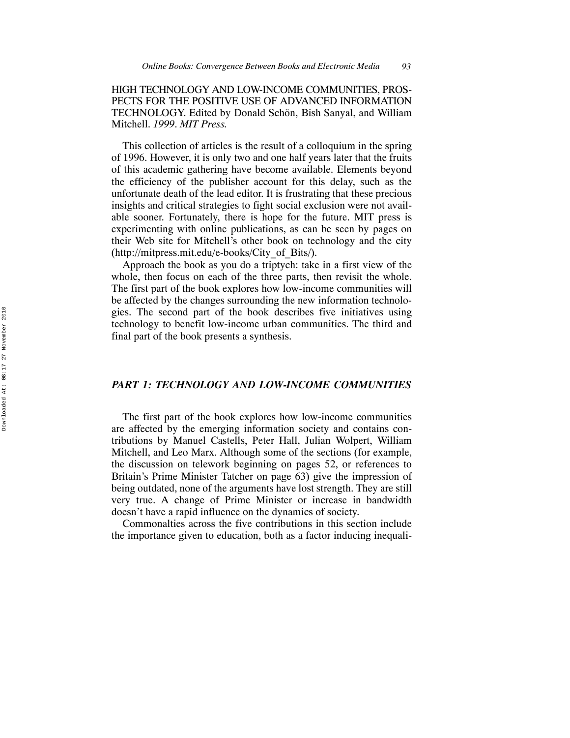HIGH TECHNOLOGY AND LOW-INCOME COMMUNITIES, PROSPECTS FOR THE POSITIVE USE OF ADVANCED INFORMATION TECHNOLOGY. Edited by Donald Schön, Bish Sanyal, and William Mitchell. *1999*. *MIT Press.*

This collection of articles is the result of a colloquium in the spring of 1996. However, it is only two and one half years later that the fruits of this academic gathering have become available. Elements beyond the efficiency of the publisher account for this delay, such as the unfortunate death of the lead editor. It is frustrating that these precious insights and critical strategies to fight social exclusion were not available sooner. Fortunately, there is hope for the future. MIT press is experimenting with online publications, as can be seen by pages on their Web site for Mitchell's other book on technology and the city (http://mitpress.mit.edu/e-books/City_of_Bits/).

Approach the book as you do a triptych: take in a first view of the whole, then focus on each of the three parts, then revisit the whole. The first part of the book explores how low-income communities will be affected by the changes surrounding the new information technologies. The second part of the book describes five initiatives using technology to benefit low-income urban communities. The third and final part of the book presents a synthesis.

## *PART 1: TECHNOLOGY AND LOW-INCOME COMMUNITIES*

The first part of the book explores how low-income communities are affected by the emerging information society and contains contributions by Manuel Castells, Peter Hall, Julian Wolpert, William Mitchell, and Leo Marx. Although some of the sections (for example, the discussion on telework beginning on pages 52, or references to Britain's Prime Minister Tatcher on page 63) give the impression of being outdated, none of the arguments have lost strength. They are still very true. A change of Prime Minister or increase in bandwidth doesn't have a rapid influence on the dynamics of society.

Commonalties across the five contributions in this section include the importance given to education, both as a factor inducing inequali-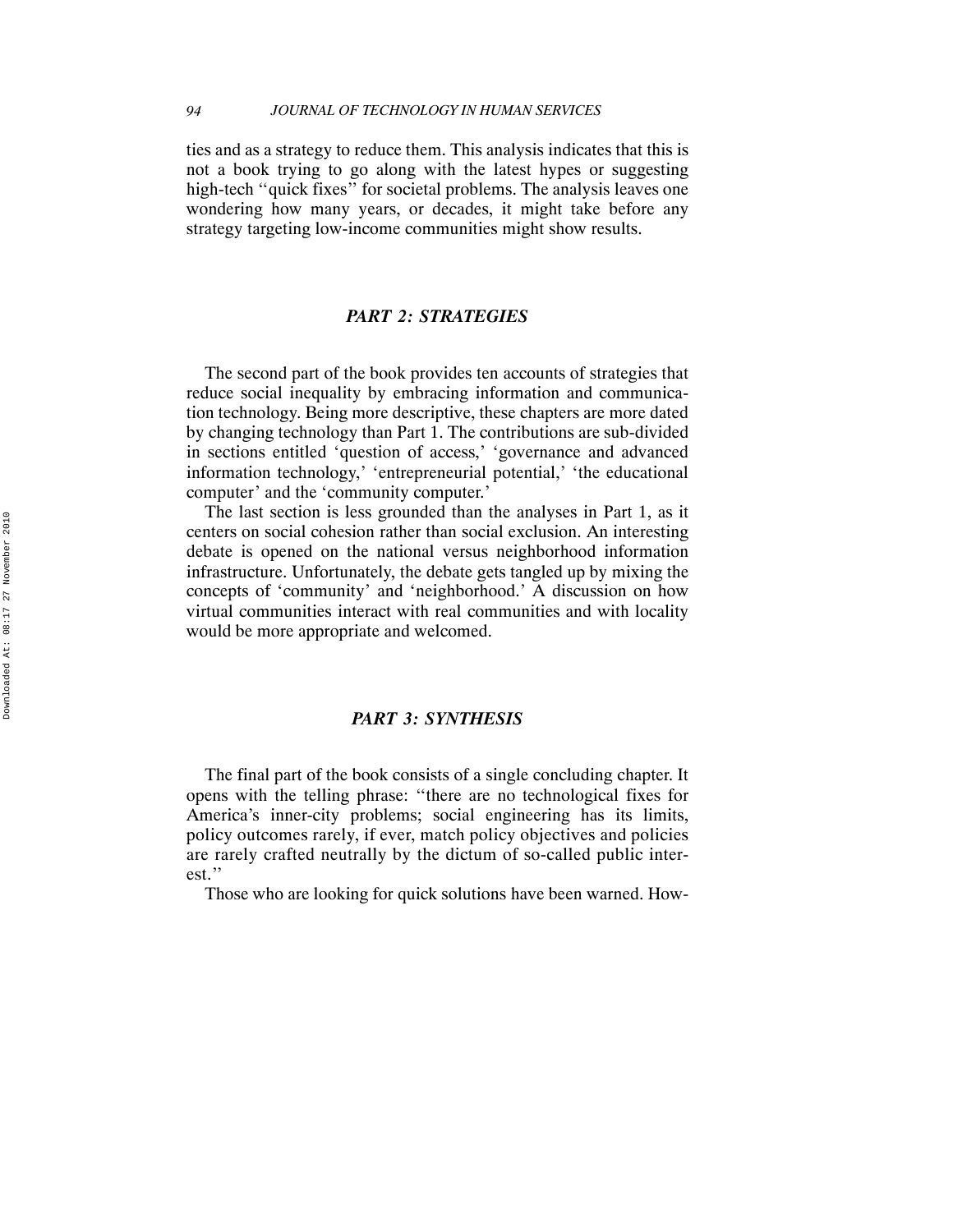ties and as a strategy to reduce them. This analysis indicates that this is not a book trying to go along with the latest hypes or suggesting high-tech ''quick fixes'' for societal problems. The analysis leaves one wondering how many years, or decades, it might take before any strategy targeting low-income communities might show results.

## *PART 2: STRATEGIES*

The second part of the book provides ten accounts of strategies that reduce social inequality by embracing information and communication technology. Being more descriptive, these chapters are more dated by changing technology than Part 1. The contributions are sub-divided in sections entitled 'question of access,' 'governance and advanced information technology,' 'entrepreneurial potential,' 'the educational computer' and the 'community computer.'

The last section is less grounded than the analyses in Part 1, as it centers on social cohesion rather than social exclusion. An interesting debate is opened on the national versus neighborhood information infrastructure. Unfortunately, the debate gets tangled up by mixing the concepts of 'community' and 'neighborhood.' A discussion on how virtual communities interact with real communities and with locality would be more appropriate and welcomed.

## *PART 3: SYNTHESIS*

The final part of the book consists of a single concluding chapter. It opens with the telling phrase: ''there are no technological fixes for America's inner-city problems; social engineering has its limits, policy outcomes rarely, if ever, match policy objectives and policies are rarely crafted neutrally by the dictum of so-called public interest.''

Those who are looking for quick solutions have been warned. How-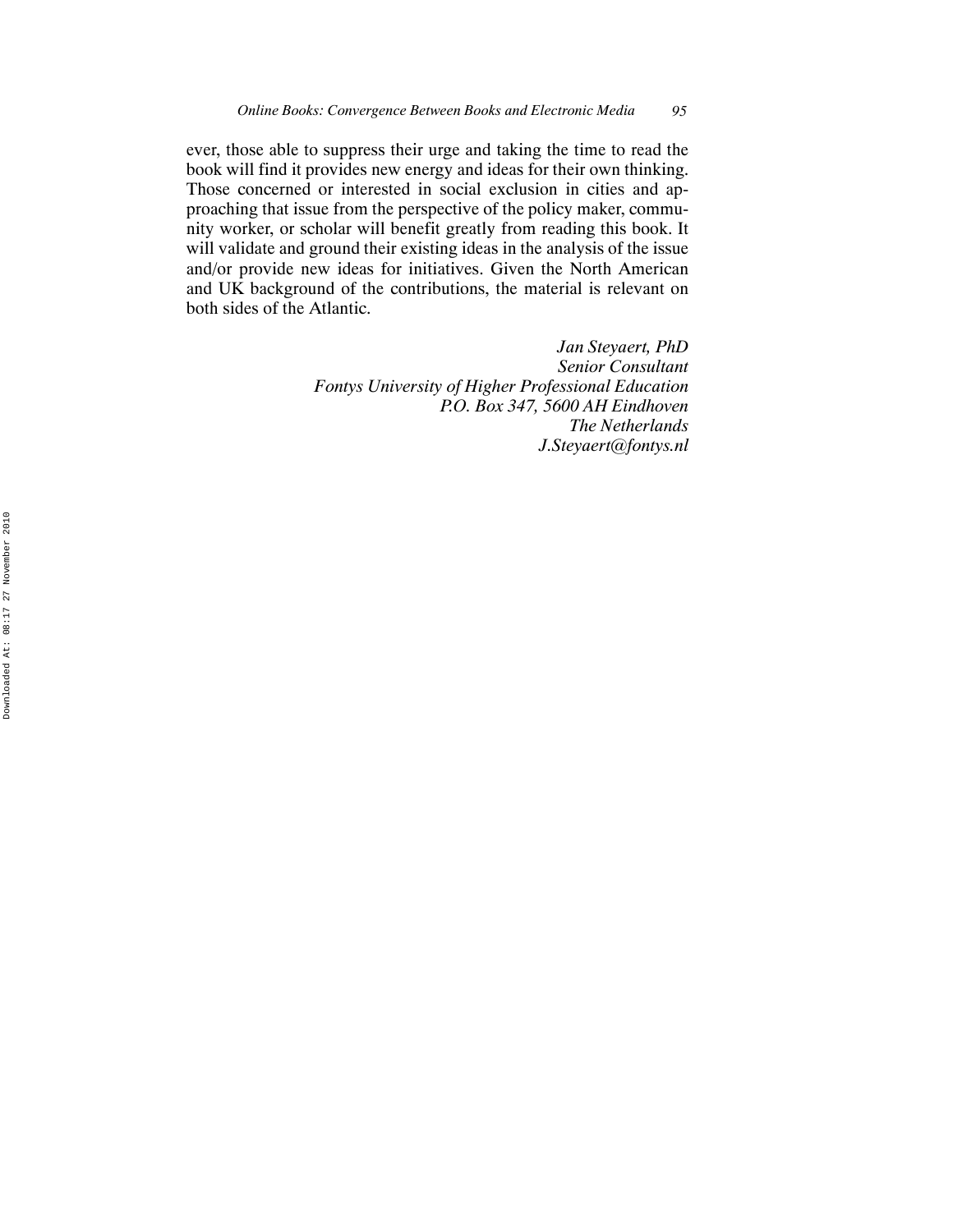ever, those able to suppress their urge and taking the time to read the book will find it provides new energy and ideas for their own thinking. Those concerned or interested in social exclusion in cities and approaching that issue from the perspective of the policy maker, community worker, or scholar will benefit greatly from reading this book. It will validate and ground their existing ideas in the analysis of the issue and/or provide new ideas for initiatives. Given the North American and UK background of the contributions, the material is relevant on both sides of the Atlantic.

*Jan Steyaert, PhD*
*Senior Consultant*
*Fontys University of Higher Professional Education*
*P.O. Box 347, 5600 AH Eindhoven*
*The Netherlands*
*J.Steyaert@fontys.nl*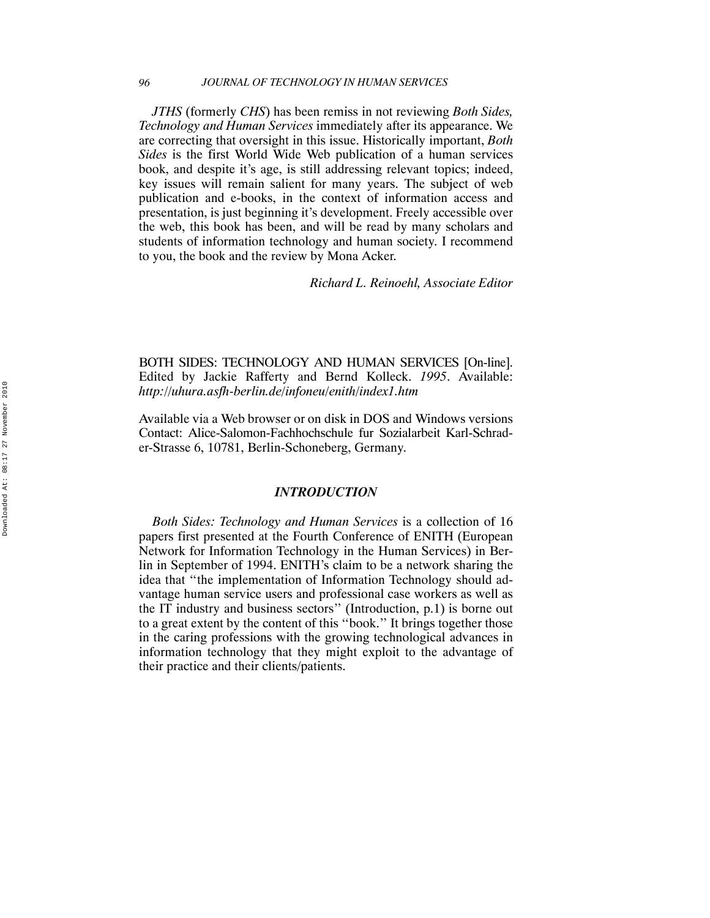*JTHS* (formerly *CHS*) has been remiss in not reviewing *Both Sides, Technology and Human Services* immediately after its appearance. We are correcting that oversight in this issue. Historically important, *Both Sides* is the first World Wide Web publication of a human services book, and despite it's age, is still addressing relevant topics; indeed, key issues will remain salient for many years. The subject of web publication and e-books, in the context of information access and presentation, is just beginning it's development. Freely accessible over the web, this book has been, and will be read by many scholars and students of information technology and human society. I recommend to you, the book and the review by Mona Acker.

*Richard L. Reinoehl, Associate Editor*

BOTH SIDES: TECHNOLOGY AND HUMAN SERVICES [On-line]. Edited by Jackie Rafferty and Bernd Kolleck. *1995*. Available: *http://uhura.asfh-berlin.de/infoneu/enith/index1.htm*

Available via a Web browser or on disk in DOS and Windows versions Contact: Alice-Salomon-Fachhochschule fur Sozialarbeit Karl-Schrader-Strasse 6, 10781, Berlin-Schoneberg, Germany.

## *INTRODUCTION*

*Both Sides: Technology and Human Services* is a collection of 16 papers first presented at the Fourth Conference of ENITH (European Network for Information Technology in the Human Services) in Berlin in September of 1994. ENITH's claim to be a network sharing the idea that "the implementation of Information Technology should advantage human service users and professional case workers as well as the IT industry and business sectors" (Introduction, p.1) is borne out to a great extent by the content of this "book." It brings together those in the caring professions with the growing technological advances in information technology that they might exploit to the advantage of their practice and their clients/patients.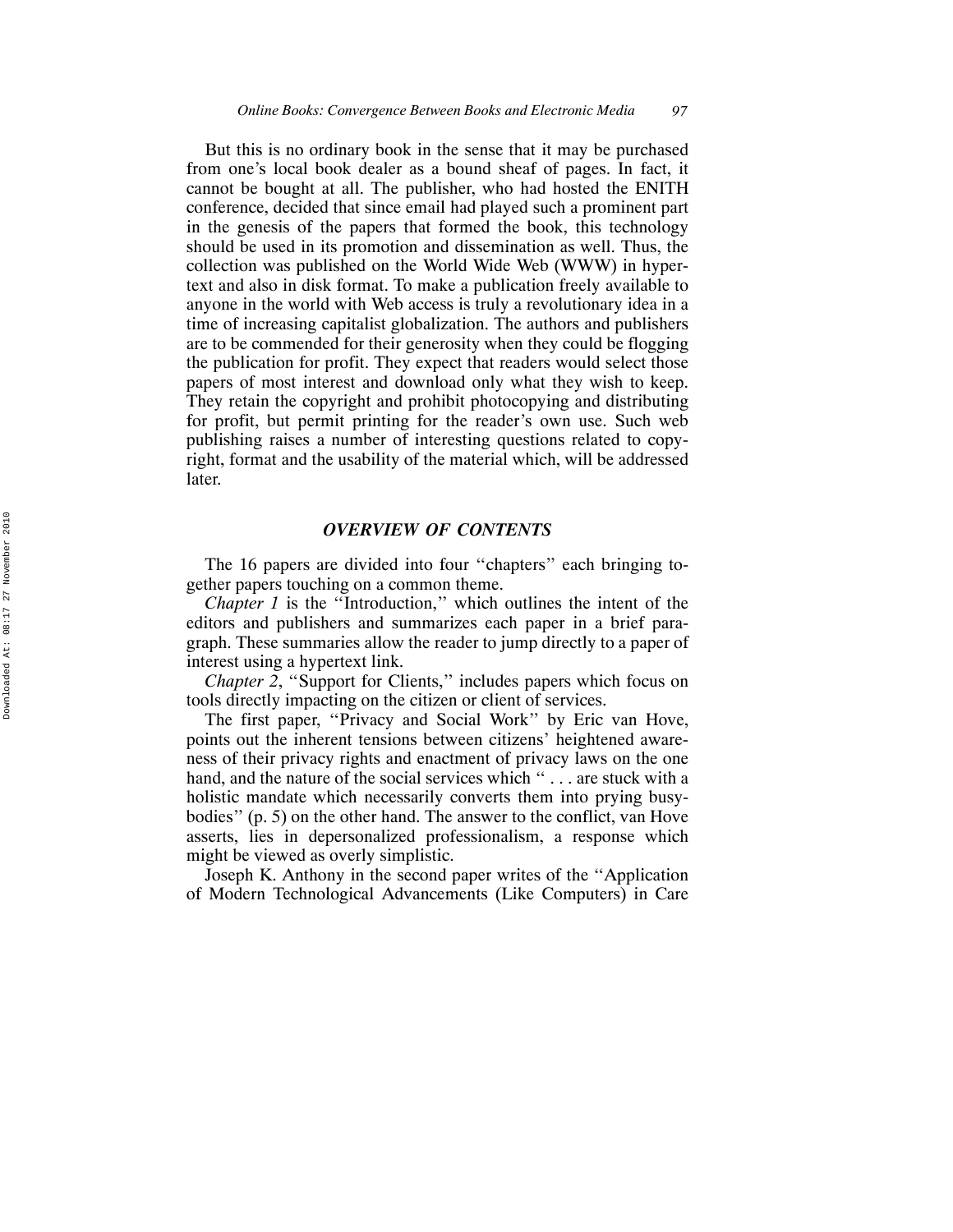But this is no ordinary book in the sense that it may be purchased from one's local book dealer as a bound sheaf of pages. In fact, it cannot be bought at all. The publisher, who had hosted the ENITH conference, decided that since email had played such a prominent part in the genesis of the papers that formed the book, this technology should be used in its promotion and dissemination as well. Thus, the collection was published on the World Wide Web (WWW) in hypertext and also in disk format. To make a publication freely available to anyone in the world with Web access is truly a revolutionary idea in a time of increasing capitalist globalization. The authors and publishers are to be commended for their generosity when they could be flogging the publication for profit. They expect that readers would select those papers of most interest and download only what they wish to keep. They retain the copyright and prohibit photocopying and distributing for profit, but permit printing for the reader's own use. Such web publishing raises a number of interesting questions related to copyright, format and the usability of the material which, will be addressed later.

## *OVERVIEW OF CONTENTS*

The 16 papers are divided into four "chapters" each bringing together papers touching on a common theme.

*Chapter 1* is the "Introduction," which outlines the intent of the editors and publishers and summarizes each paper in a brief paragraph. These summaries allow the reader to jump directly to a paper of interest using a hypertext link.

*Chapter 2*, "Support for Clients," includes papers which focus on tools directly impacting on the citizen or client of services.

The first paper, "Privacy and Social Work" by Eric van Hove, points out the inherent tensions between citizens' heightened awareness of their privacy rights and enactment of privacy laws on the one hand, and the nature of the social services which " . . . are stuck with a holistic mandate which necessarily converts them into prying busybodies" (p. 5) on the other hand. The answer to the conflict, van Hove asserts, lies in depersonalized professionalism, a response which might be viewed as overly simplistic.

Joseph K. Anthony in the second paper writes of the "Application of Modern Technological Advancements (Like Computers) in Care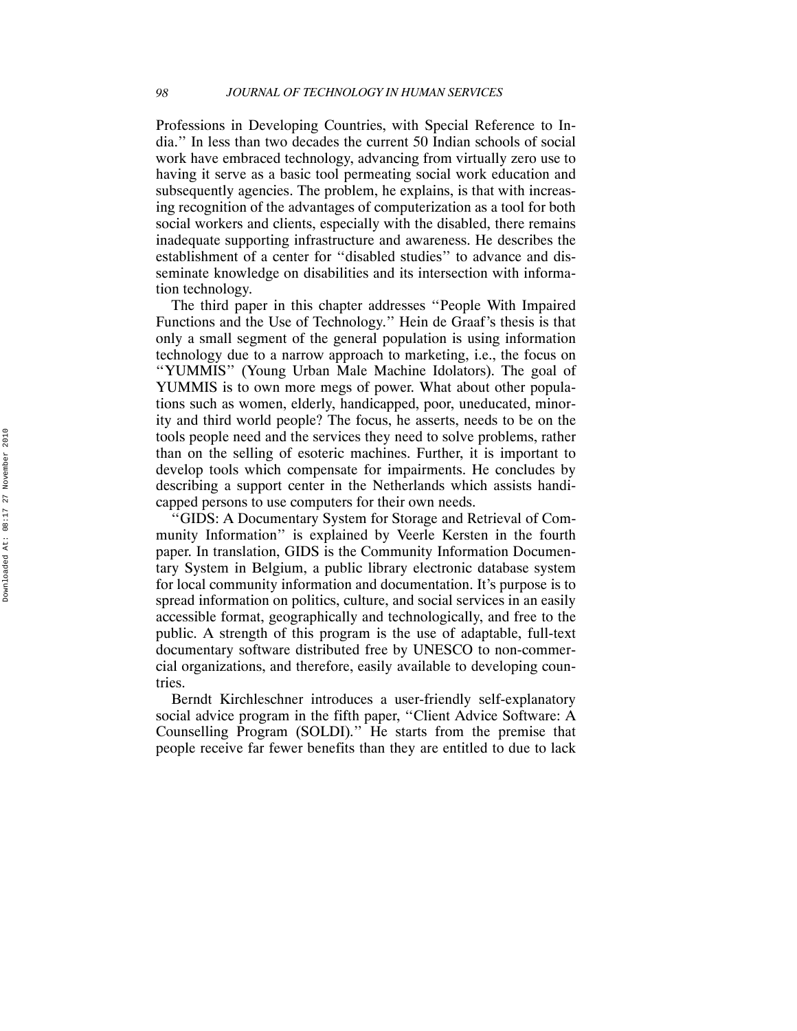Professions in Developing Countries, with Special Reference to India.'' In less than two decades the current 50 Indian schools of social work have embraced technology, advancing from virtually zero use to having it serve as a basic tool permeating social work education and subsequently agencies. The problem, he explains, is that with increasing recognition of the advantages of computerization as a tool for both social workers and clients, especially with the disabled, there remains inadequate supporting infrastructure and awareness. He describes the establishment of a center for ''disabled studies'' to advance and disseminate knowledge on disabilities and its intersection with information technology.

The third paper in this chapter addresses ''People With Impaired Functions and the Use of Technology.'' Hein de Graaf's thesis is that only a small segment of the general population is using information technology due to a narrow approach to marketing, i.e., the focus on ''YUMMIS'' (Young Urban Male Machine Idolators). The goal of YUMMIS is to own more megs of power. What about other populations such as women, elderly, handicapped, poor, uneducated, minority and third world people? The focus, he asserts, needs to be on the tools people need and the services they need to solve problems, rather than on the selling of esoteric machines. Further, it is important to develop tools which compensate for impairments. He concludes by describing a support center in the Netherlands which assists handicapped persons to use computers for their own needs.

''GIDS: A Documentary System for Storage and Retrieval of Community Information'' is explained by Veerle Kersten in the fourth paper. In translation, GIDS is the Community Information Documentary System in Belgium, a public library electronic database system for local community information and documentation. It's purpose is to spread information on politics, culture, and social services in an easily accessible format, geographically and technologically, and free to the public. A strength of this program is the use of adaptable, full-text documentary software distributed free by UNESCO to non-commercial organizations, and therefore, easily available to developing countries.

Berndt Kirchleschner introduces a user-friendly self-explanatory social advice program in the fifth paper, ''Client Advice Software: A Counselling Program (SOLDI).'' He starts from the premise that people receive far fewer benefits than they are entitled to due to lack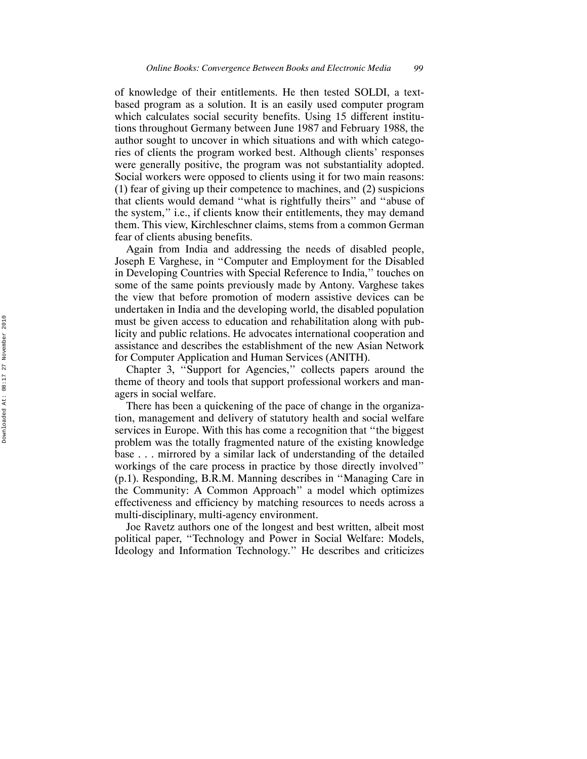of knowledge of their entitlements. He then tested SOLDI, a text-based program as a solution. It is an easily used computer program which calculates social security benefits. Using 15 different institutions throughout Germany between June 1987 and February 1988, the author sought to uncover in which situations and with which categories of clients the program worked best. Although clients' responses were generally positive, the program was not substantiality adopted. Social workers were opposed to clients using it for two main reasons: (1) fear of giving up their competence to machines, and (2) suspicions that clients would demand "what is rightfully theirs" and "abuse of the system," i.e., if clients know their entitlements, they may demand them. This view, Kirchleschner claims, stems from a common German fear of clients abusing benefits.

Again from India and addressing the needs of disabled people, Joseph E Varghese, in "Computer and Employment for the Disabled in Developing Countries with Special Reference to India," touches on some of the same points previously made by Antony. Varghese takes the view that before promotion of modern assistive devices can be undertaken in India and the developing world, the disabled population must be given access to education and rehabilitation along with publicity and public relations. He advocates international cooperation and assistance and describes the establishment of the new Asian Network for Computer Application and Human Services (ANITH).

Chapter 3, "Support for Agencies," collects papers around the theme of theory and tools that support professional workers and managers in social welfare.

There has been a quickening of the pace of change in the organization, management and delivery of statutory health and social welfare services in Europe. With this has come a recognition that "the biggest problem was the totally fragmented nature of the existing knowledge base . . . mirrored by a similar lack of understanding of the detailed workings of the care process in practice by those directly involved" (p.1). Responding, B.R.M. Manning describes in "Managing Care in the Community: A Common Approach" a model which optimizes effectiveness and efficiency by matching resources to needs across a multi-disciplinary, multi-agency environment.

Joe Ravetz authors one of the longest and best written, albeit most political paper, "Technology and Power in Social Welfare: Models, Ideology and Information Technology." He describes and criticizes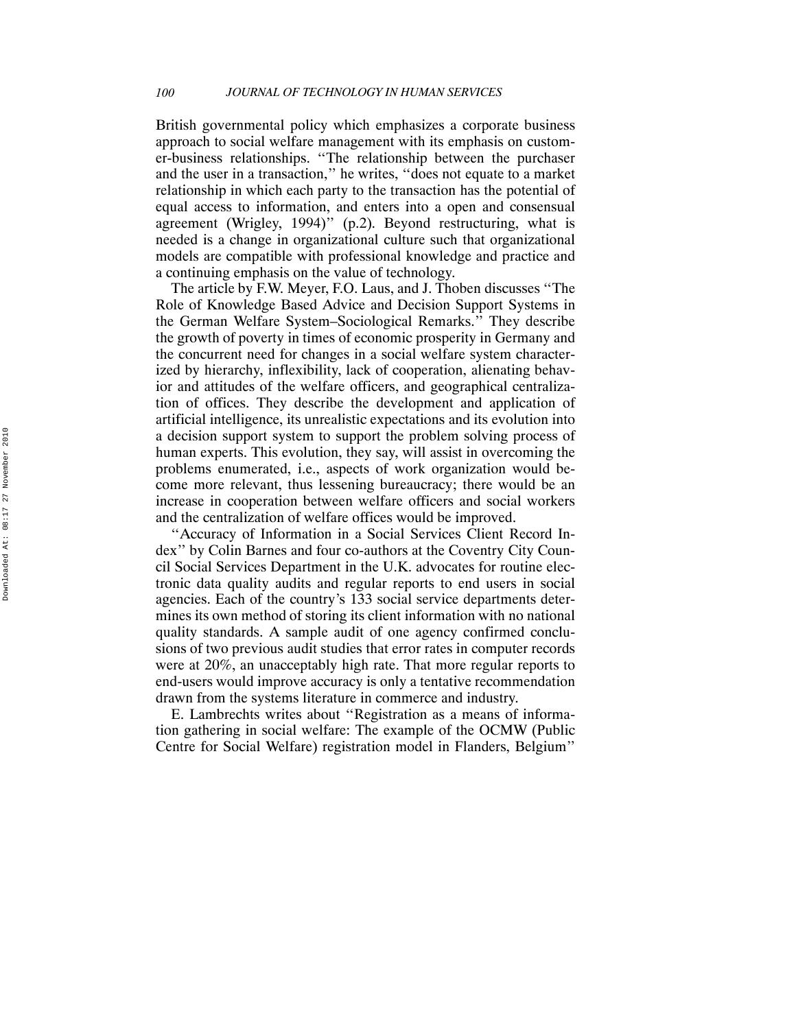British governmental policy which emphasizes a corporate business approach to social welfare management with its emphasis on customer-business relationships. "The relationship between the purchaser and the user in a transaction," he writes, "does not equate to a market relationship in which each party to the transaction has the potential of equal access to information, and enters into a open and consensual agreement (Wrigley, 1994)" (p.2). Beyond restructuring, what is needed is a change in organizational culture such that organizational models are compatible with professional knowledge and practice and a continuing emphasis on the value of technology.

The article by F.W. Meyer, F.O. Laus, and J. Thoben discusses "The Role of Knowledge Based Advice and Decision Support Systems in the German Welfare System–Sociological Remarks." They describe the growth of poverty in times of economic prosperity in Germany and the concurrent need for changes in a social welfare system characterized by hierarchy, inflexibility, lack of cooperation, alienating behavior and attitudes of the welfare officers, and geographical centralization of offices. They describe the development and application of artificial intelligence, its unrealistic expectations and its evolution into a decision support system to support the problem solving process of human experts. This evolution, they say, will assist in overcoming the problems enumerated, i.e., aspects of work organization would become more relevant, thus lessening bureaucracy; there would be an increase in cooperation between welfare officers and social workers and the centralization of welfare offices would be improved.

"Accuracy of Information in a Social Services Client Record Index" by Colin Barnes and four co-authors at the Coventry City Council Social Services Department in the U.K. advocates for routine electronic data quality audits and regular reports to end users in social agencies. Each of the country's 133 social service departments determines its own method of storing its client information with no national quality standards. A sample audit of one agency confirmed conclusions of two previous audit studies that error rates in computer records were at 20%, an unacceptably high rate. That more regular reports to end-users would improve accuracy is only a tentative recommendation drawn from the systems literature in commerce and industry.

E. Lambrechts writes about "Registration as a means of information gathering in social welfare: The example of the OCMW (Public Centre for Social Welfare) registration model in Flanders, Belgium"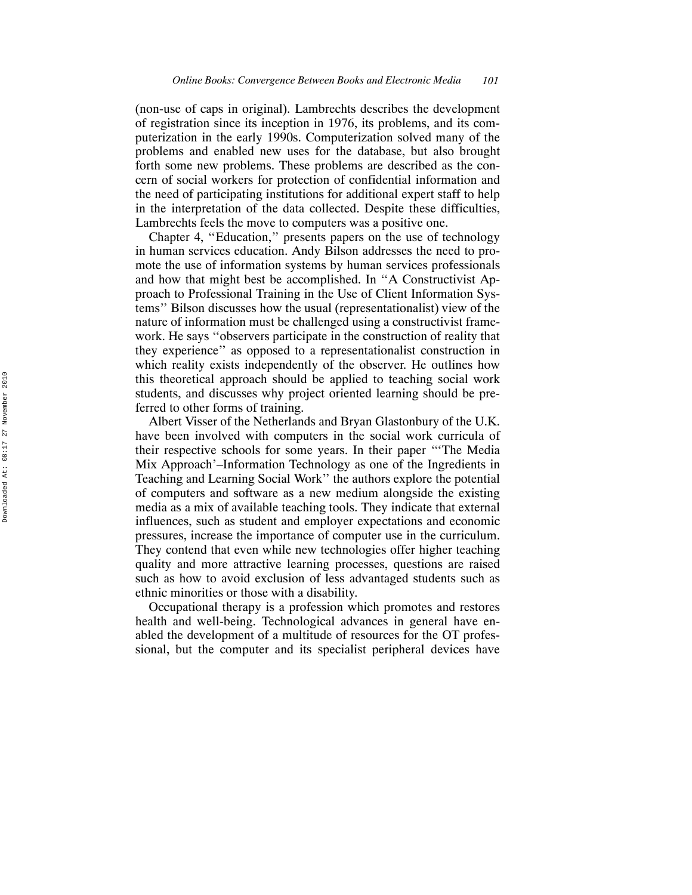(non-use of caps in original). Lambrechts describes the development of registration since its inception in 1976, its problems, and its computerization in the early 1990s. Computerization solved many of the problems and enabled new uses for the database, but also brought forth some new problems. These problems are described as the concern of social workers for protection of confidential information and the need of participating institutions for additional expert staff to help in the interpretation of the data collected. Despite these difficulties, Lambrechts feels the move to computers was a positive one.

Chapter 4, ''Education,'' presents papers on the use of technology in human services education. Andy Bilson addresses the need to promote the use of information systems by human services professionals and how that might best be accomplished. In ''A Constructivist Approach to Professional Training in the Use of Client Information Systems'' Bilson discusses how the usual (representationalist) view of the nature of information must be challenged using a constructivist framework. He says ''observers participate in the construction of reality that they experience'' as opposed to a representationalist construction in which reality exists independently of the observer. He outlines how this theoretical approach should be applied to teaching social work students, and discusses why project oriented learning should be preferred to other forms of training.

Albert Visser of the Netherlands and Bryan Glastonbury of the U.K. have been involved with computers in the social work curricula of their respective schools for some years. In their paper '''The Media Mix Approach'–Information Technology as one of the Ingredients in Teaching and Learning Social Work'' the authors explore the potential of computers and software as a new medium alongside the existing media as a mix of available teaching tools. They indicate that external influences, such as student and employer expectations and economic pressures, increase the importance of computer use in the curriculum. They contend that even while new technologies offer higher teaching quality and more attractive learning processes, questions are raised such as how to avoid exclusion of less advantaged students such as ethnic minorities or those with a disability.

Occupational therapy is a profession which promotes and restores health and well-being. Technological advances in general have enabled the development of a multitude of resources for the OT professional, but the computer and its specialist peripheral devices have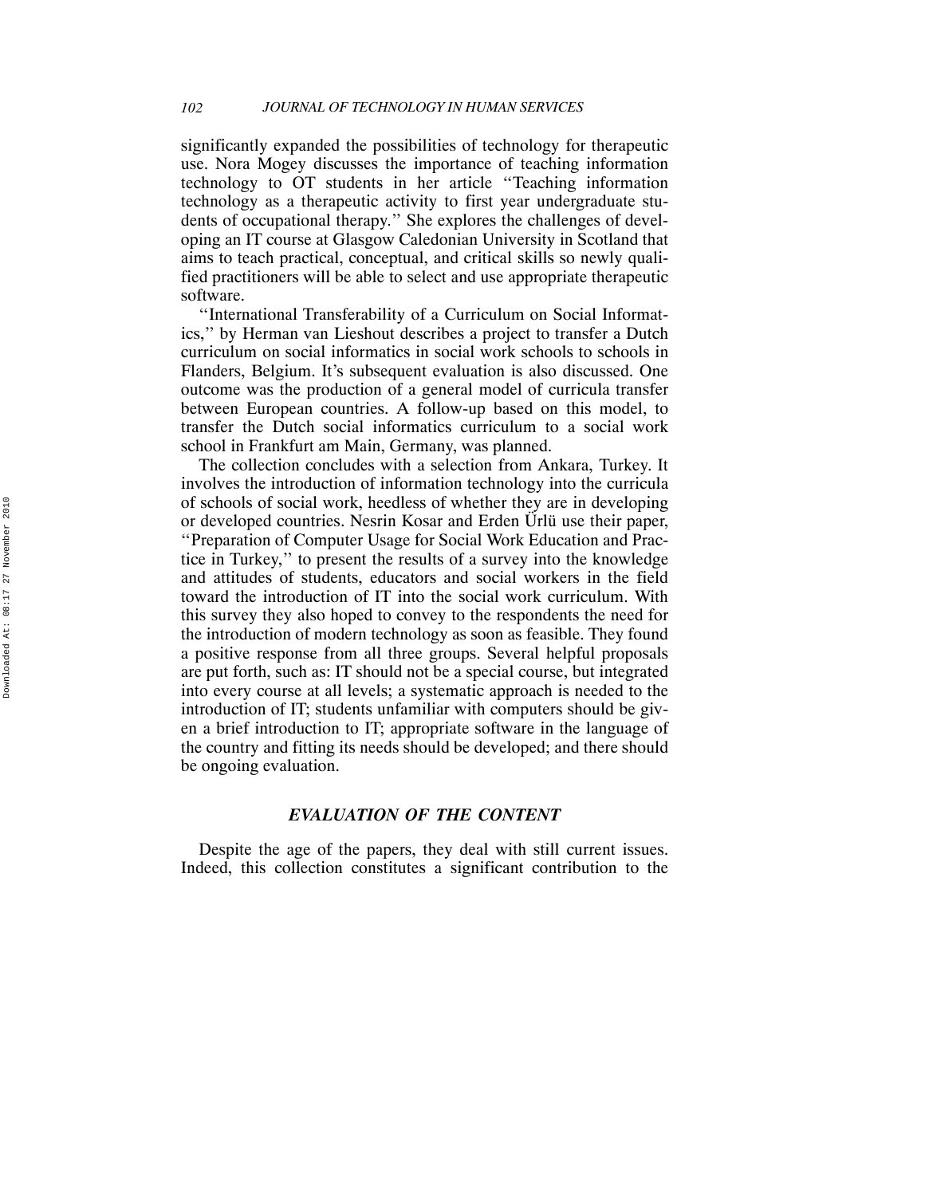significantly expanded the possibilities of technology for therapeutic use. Nora Mogey discusses the importance of teaching information technology to OT students in her article "Teaching information technology as a therapeutic activity to first year undergraduate students of occupational therapy." She explores the challenges of developing an IT course at Glasgow Caledonian University in Scotland that aims to teach practical, conceptual, and critical skills so newly qualified practitioners will be able to select and use appropriate therapeutic software.

"International Transferability of a Curriculum on Social Informatics," by Herman van Lieshout describes a project to transfer a Dutch curriculum on social informatics in social work schools to schools in Flanders, Belgium. It's subsequent evaluation is also discussed. One outcome was the production of a general model of curricula transfer between European countries. A follow-up based on this model, to transfer the Dutch social informatics curriculum to a social work school in Frankfurt am Main, Germany, was planned.

The collection concludes with a selection from Ankara, Turkey. It involves the introduction of information technology into the curricula of schools of social work, heedless of whether they are in developing or developed countries. Nesrin Kosar and Erden Ürlü use their paper, "Preparation of Computer Usage for Social Work Education and Practice in Turkey," to present the results of a survey into the knowledge and attitudes of students, educators and social workers in the field toward the introduction of IT into the social work curriculum. With this survey they also hoped to convey to the respondents the need for the introduction of modern technology as soon as feasible. They found a positive response from all three groups. Several helpful proposals are put forth, such as: IT should not be a special course, but integrated into every course at all levels; a systematic approach is needed to the introduction of IT; students unfamiliar with computers should be given a brief introduction to IT; appropriate software in the language of the country and fitting its needs should be developed; and there should be ongoing evaluation.

## *EVALUATION OF THE CONTENT*

Despite the age of the papers, they deal with still current issues. Indeed, this collection constitutes a significant contribution to the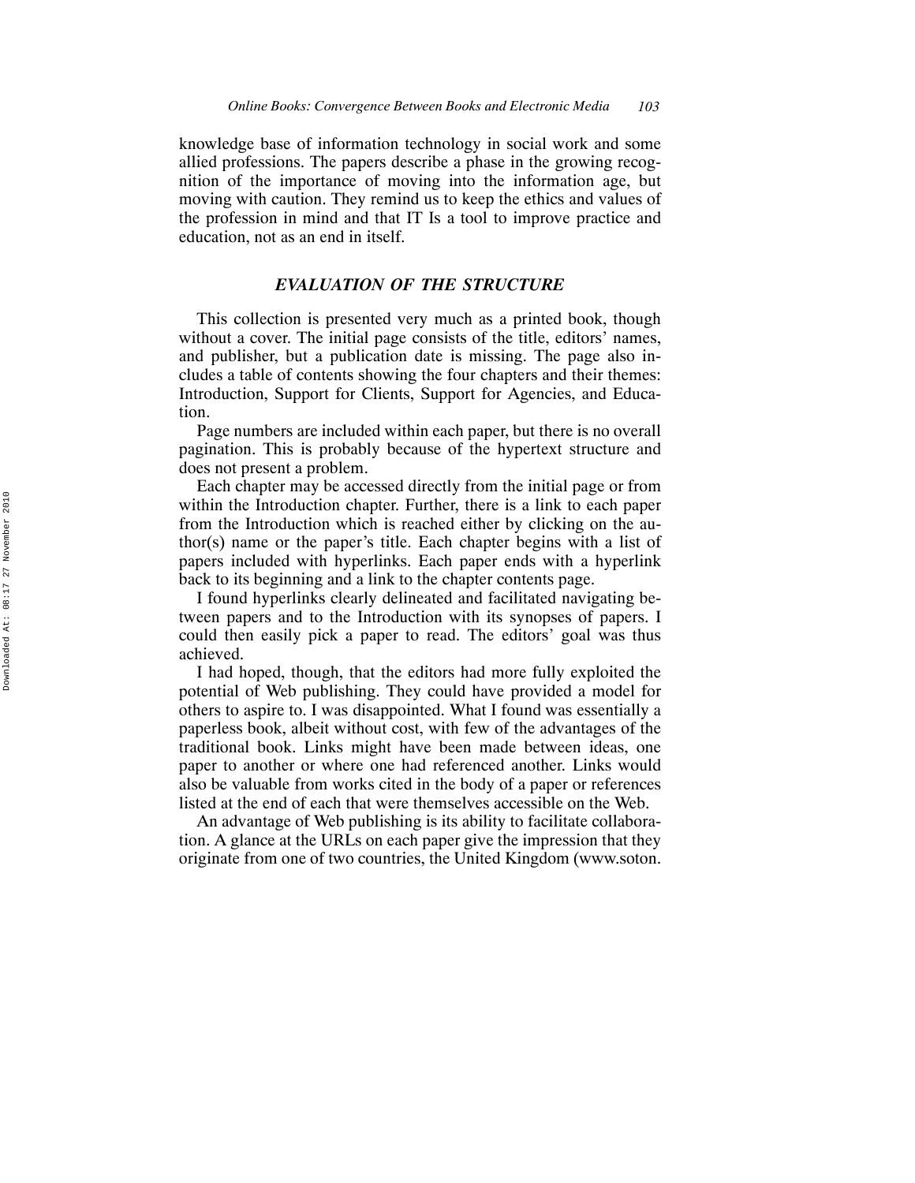knowledge base of information technology in social work and some allied professions. The papers describe a phase in the growing recognition of the importance of moving into the information age, but moving with caution. They remind us to keep the ethics and values of the profession in mind and that IT Is a tool to improve practice and education, not as an end in itself.

## *EVALUATION OF THE STRUCTURE*

This collection is presented very much as a printed book, though without a cover. The initial page consists of the title, editors' names, and publisher, but a publication date is missing. The page also includes a table of contents showing the four chapters and their themes: Introduction, Support for Clients, Support for Agencies, and Education.

Page numbers are included within each paper, but there is no overall pagination. This is probably because of the hypertext structure and does not present a problem.

Each chapter may be accessed directly from the initial page or from within the Introduction chapter. Further, there is a link to each paper from the Introduction which is reached either by clicking on the author(s) name or the paper's title. Each chapter begins with a list of papers included with hyperlinks. Each paper ends with a hyperlink back to its beginning and a link to the chapter contents page.

I found hyperlinks clearly delineated and facilitated navigating between papers and to the Introduction with its synopses of papers. I could then easily pick a paper to read. The editors' goal was thus achieved.

I had hoped, though, that the editors had more fully exploited the potential of Web publishing. They could have provided a model for others to aspire to. I was disappointed. What I found was essentially a paperless book, albeit without cost, with few of the advantages of the traditional book. Links might have been made between ideas, one paper to another or where one had referenced another. Links would also be valuable from works cited in the body of a paper or references listed at the end of each that were themselves accessible on the Web.

An advantage of Web publishing is its ability to facilitate collaboration. A glance at the URLs on each paper give the impression that they originate from one of two countries, the United Kingdom (www.soton.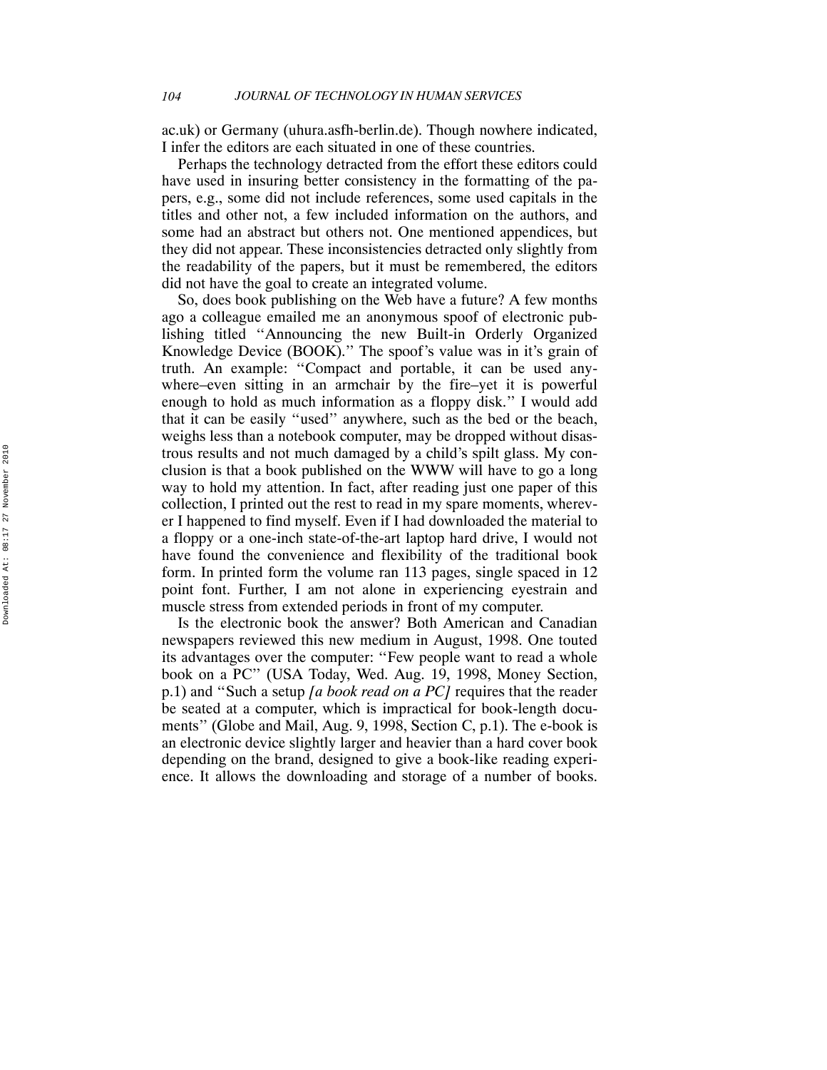ac.uk) or Germany (uhura.asfh-berlin.de). Though nowhere indicated, I infer the editors are each situated in one of these countries.

Perhaps the technology detracted from the effort these editors could have used in insuring better consistency in the formatting of the papers, e.g., some did not include references, some used capitals in the titles and other not, a few included information on the authors, and some had an abstract but others not. One mentioned appendices, but they did not appear. These inconsistencies detracted only slightly from the readability of the papers, but it must be remembered, the editors did not have the goal to create an integrated volume.

So, does book publishing on the Web have a future? A few months ago a colleague emailed me an anonymous spoof of electronic publishing titled "Announcing the new Built-in Orderly Organized Knowledge Device (BOOK)." The spoof's value was in it's grain of truth. An example: "Compact and portable, it can be used anywhere–even sitting in an armchair by the fire–yet it is powerful enough to hold as much information as a floppy disk." I would add that it can be easily "used" anywhere, such as the bed or the beach, weighs less than a notebook computer, may be dropped without disastrous results and not much damaged by a child's spilt glass. My conclusion is that a book published on the WWW will have to go a long way to hold my attention. In fact, after reading just one paper of this collection, I printed out the rest to read in my spare moments, wherever I happened to find myself. Even if I had downloaded the material to a floppy or a one-inch state-of-the-art laptop hard drive, I would not have found the convenience and flexibility of the traditional book form. In printed form the volume ran 113 pages, single spaced in 12 point font. Further, I am not alone in experiencing eyestrain and muscle stress from extended periods in front of my computer.

Is the electronic book the answer? Both American and Canadian newspapers reviewed this new medium in August, 1998. One touted its advantages over the computer: "Few people want to read a whole book on a PC" (USA Today, Wed. Aug. 19, 1998, Money Section, p.1) and "Such a setup *[a book read on a PC]* requires that the reader be seated at a computer, which is impractical for book-length documents" (Globe and Mail, Aug. 9, 1998, Section C, p.1). The e-book is an electronic device slightly larger and heavier than a hard cover book depending on the brand, designed to give a book-like reading experience. It allows the downloading and storage of a number of books.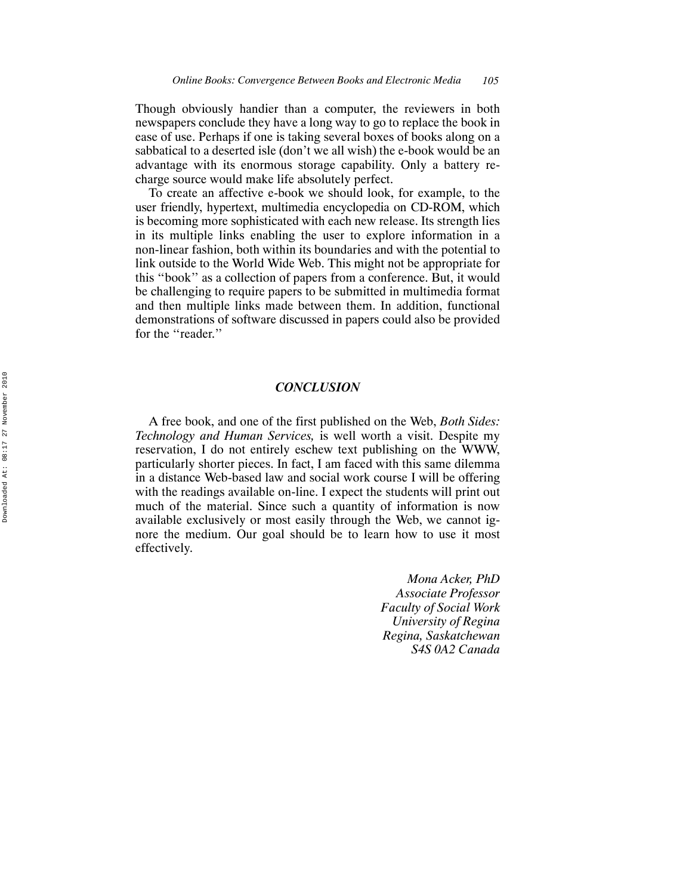Though obviously handier than a computer, the reviewers in both newspapers conclude they have a long way to go to replace the book in ease of use. Perhaps if one is taking several boxes of books along on a sabbatical to a deserted isle (don't we all wish) the e-book would be an advantage with its enormous storage capability. Only a battery recharge source would make life absolutely perfect.

To create an affective e-book we should look, for example, to the user friendly, hypertext, multimedia encyclopedia on CD-ROM, which is becoming more sophisticated with each new release. Its strength lies in its multiple links enabling the user to explore information in a non-linear fashion, both within its boundaries and with the potential to link outside to the World Wide Web. This might not be appropriate for this "book" as a collection of papers from a conference. But, it would be challenging to require papers to be submitted in multimedia format and then multiple links made between them. In addition, functional demonstrations of software discussed in papers could also be provided for the "reader."

## *CONCLUSION*

A free book, and one of the first published on the Web, *Both Sides: Technology and Human Services,* is well worth a visit. Despite my reservation, I do not entirely eschew text publishing on the WWW, particularly shorter pieces. In fact, I am faced with this same dilemma in a distance Web-based law and social work course I will be offering with the readings available on-line. I expect the students will print out much of the material. Since such a quantity of information is now available exclusively or most easily through the Web, we cannot ignore the medium. Our goal should be to learn how to use it most effectively.

*Mona Acker, PhD*
*Associate Professor*
*Faculty of Social Work*
*University of Regina*
*Regina, Saskatchewan*
*S4S 0A2 Canada*